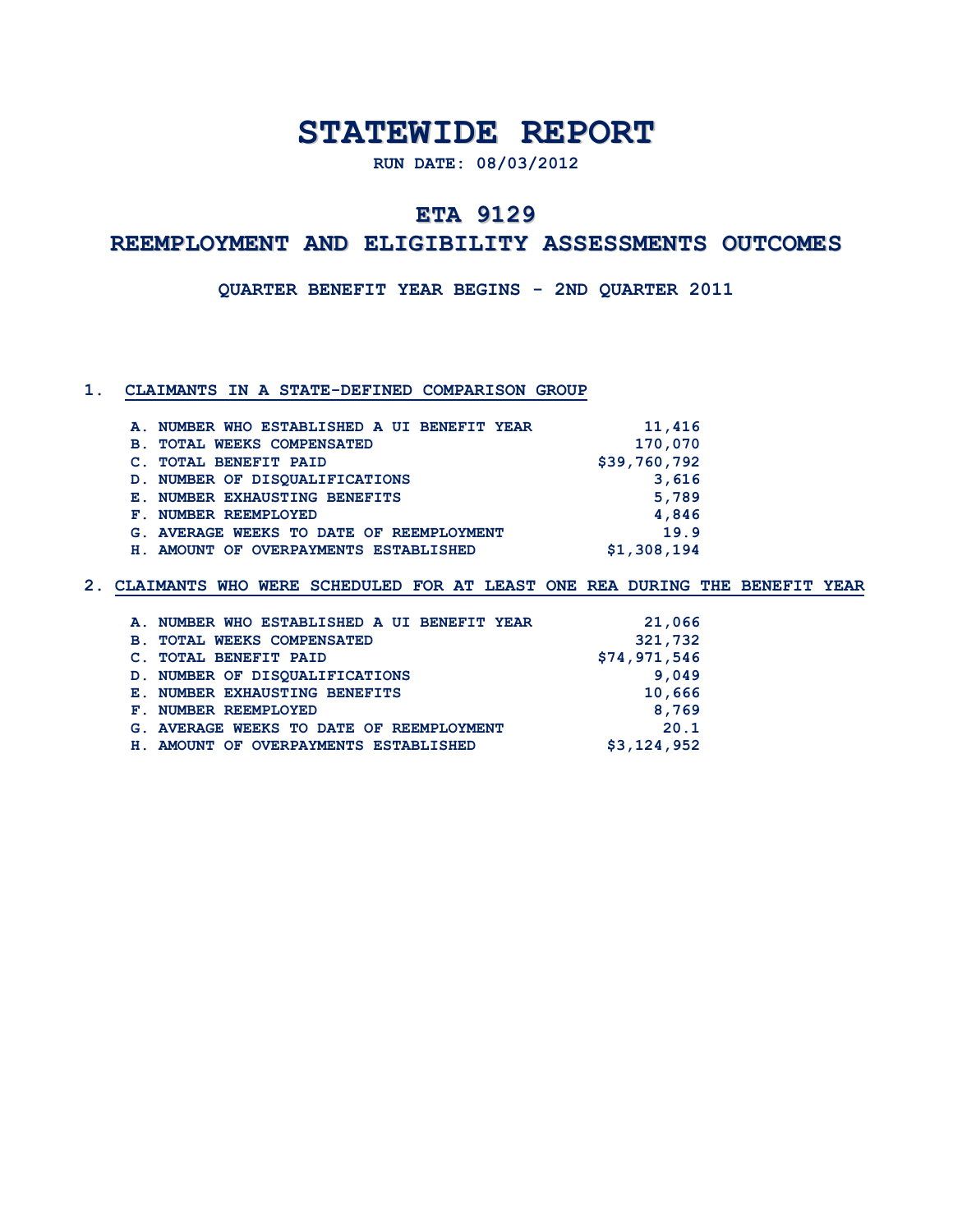# STATEWIDE REPORT

RUN DATE: 08/03/2012

## ETA 9129

## REEMPLOYMENT AND ELIGIBILITY ASSESSMENTS OUTCOMES

QUARTER BENEFIT YEAR BEGINS - 2ND QUARTER 2011

### 1. CLAIMANTS IN A STATE-DEFINED COMPARISON GROUP

| | |
|---|---|
| A. NUMBER WHO ESTABLISHED A UI BENEFIT YEAR | 11,416 |
| B. TOTAL WEEKS COMPENSATED | 170,070 |
| C. TOTAL BENEFIT PAID | $39,760,792 |
| D. NUMBER OF DISQUALIFICATIONS | 3,616 |
| E. NUMBER EXHAUSTING BENEFITS | 5,789 |
| F. NUMBER REEMPLOYED | 4,846 |
| G. AVERAGE WEEKS TO DATE OF REEMPLOYMENT | 19.9 |
| H. AMOUNT OF OVERPAYMENTS ESTABLISHED | $1,308,194 |

### 2. CLAIMANTS WHO WERE SCHEDULED FOR AT LEAST ONE REA DURING THE BENEFIT YEAR

| | |
|---|---|
| A. NUMBER WHO ESTABLISHED A UI BENEFIT YEAR | 21,066 |
| B. TOTAL WEEKS COMPENSATED | 321,732 |
| C. TOTAL BENEFIT PAID | $74,971,546 |
| D. NUMBER OF DISQUALIFICATIONS | 9,049 |
| E. NUMBER EXHAUSTING BENEFITS | 10,666 |
| F. NUMBER REEMPLOYED | 8,769 |
| G. AVERAGE WEEKS TO DATE OF REEMPLOYMENT | 20.1 |
| H. AMOUNT OF OVERPAYMENTS ESTABLISHED | $3,124,952 |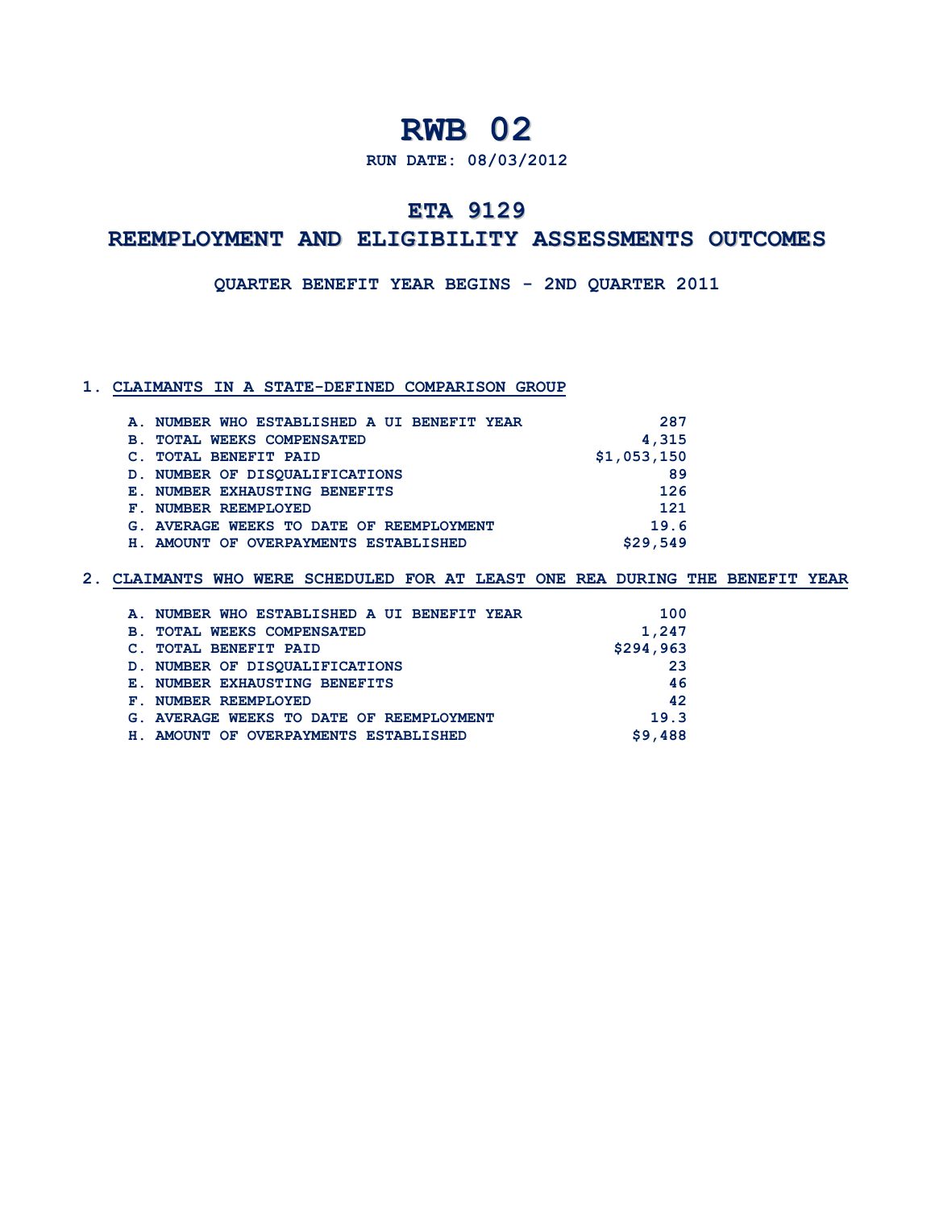# RWB 02

**RUN DATE: 08/03/2012**

## ETA 9129

## REEMPLOYMENT AND ELIGIBILITY ASSESSMENTS OUTCOMES

**QUARTER BENEFIT YEAR BEGINS - 2ND QUARTER 2011**

### 1. CLAIMANTS IN A STATE-DEFINED COMPARISON GROUP

| | |
|---|---:|
| A. NUMBER WHO ESTABLISHED A UI BENEFIT YEAR | 287 |
| B. TOTAL WEEKS COMPENSATED | 4,315 |
| C. TOTAL BENEFIT PAID | $1,053,150 |
| D. NUMBER OF DISQUALIFICATIONS | 89 |
| E. NUMBER EXHAUSTING BENEFITS | 126 |
| F. NUMBER REEMPLOYED | 121 |
| G. AVERAGE WEEKS TO DATE OF REEMPLOYMENT | 19.6 |
| H. AMOUNT OF OVERPAYMENTS ESTABLISHED | $29,549 |

### 2. CLAIMANTS WHO WERE SCHEDULED FOR AT LEAST ONE REA DURING THE BENEFIT YEAR

| | |
|---|---:|
| A. NUMBER WHO ESTABLISHED A UI BENEFIT YEAR | 100 |
| B. TOTAL WEEKS COMPENSATED | 1,247 |
| C. TOTAL BENEFIT PAID | $294,963 |
| D. NUMBER OF DISQUALIFICATIONS | 23 |
| E. NUMBER EXHAUSTING BENEFITS | 46 |
| F. NUMBER REEMPLOYED | 42 |
| G. AVERAGE WEEKS TO DATE OF REEMPLOYMENT | 19.3 |
| H. AMOUNT OF OVERPAYMENTS ESTABLISHED | $9,488 |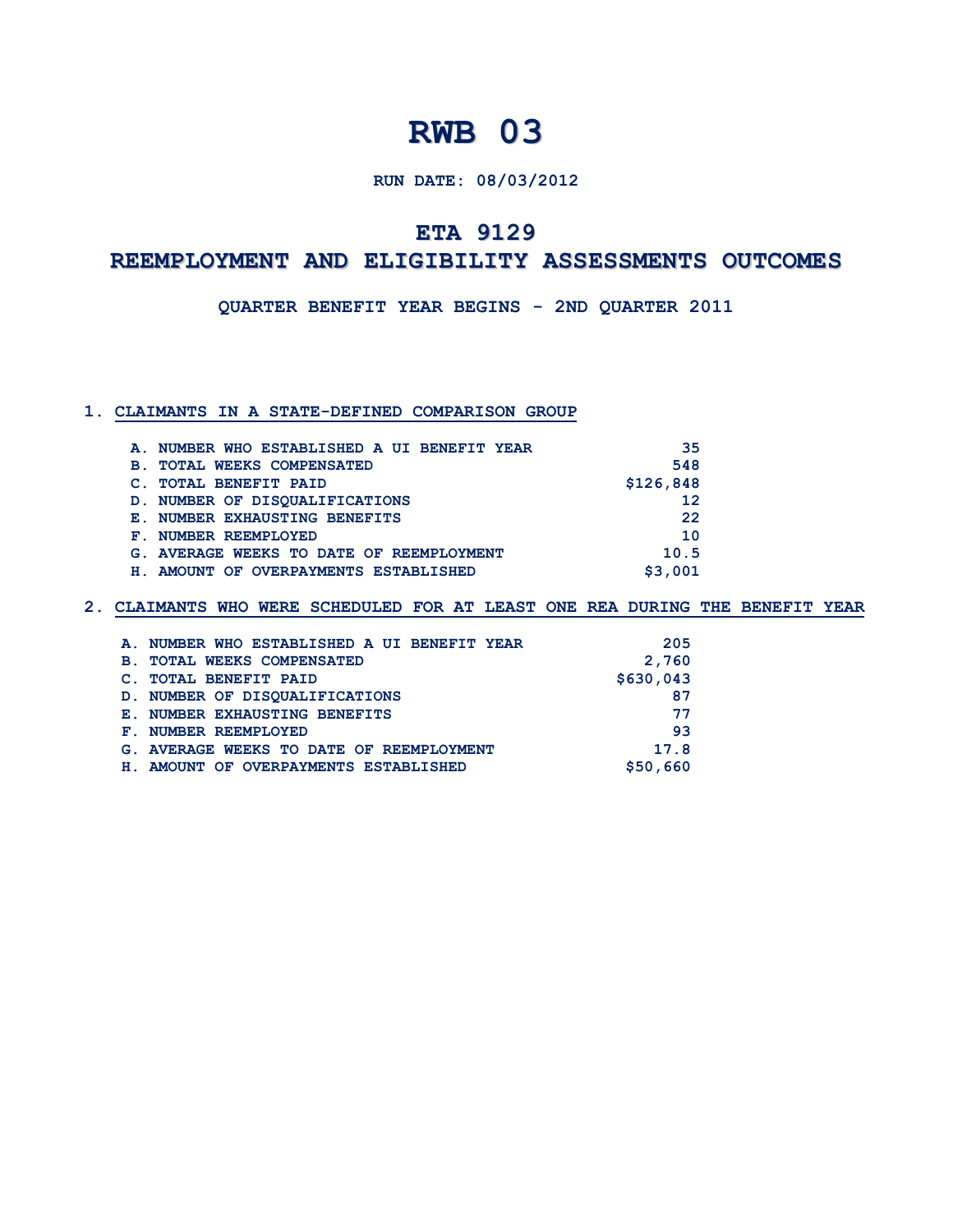# RWB 03

**RUN DATE: 08/03/2012**

## ETA 9129

## REEMPLOYMENT AND ELIGIBILITY ASSESSMENTS OUTCOMES

**QUARTER BENEFIT YEAR BEGINS - 2ND QUARTER 2011**

### 1. CLAIMANTS IN A STATE-DEFINED COMPARISON GROUP

| | |
|---|---|
| A. NUMBER WHO ESTABLISHED A UI BENEFIT YEAR | 35 |
| B. TOTAL WEEKS COMPENSATED | 548 |
| C. TOTAL BENEFIT PAID | $126,848 |
| D. NUMBER OF DISQUALIFICATIONS | 12 |
| E. NUMBER EXHAUSTING BENEFITS | 22 |
| F. NUMBER REEMPLOYED | 10 |
| G. AVERAGE WEEKS TO DATE OF REEMPLOYMENT | 10.5 |
| H. AMOUNT OF OVERPAYMENTS ESTABLISHED | $3,001 |

### 2. CLAIMANTS WHO WERE SCHEDULED FOR AT LEAST ONE REA DURING THE BENEFIT YEAR

| | |
|---|---|
| A. NUMBER WHO ESTABLISHED A UI BENEFIT YEAR | 205 |
| B. TOTAL WEEKS COMPENSATED | 2,760 |
| C. TOTAL BENEFIT PAID | $630,043 |
| D. NUMBER OF DISQUALIFICATIONS | 87 |
| E. NUMBER EXHAUSTING BENEFITS | 77 |
| F. NUMBER REEMPLOYED | 93 |
| G. AVERAGE WEEKS TO DATE OF REEMPLOYMENT | 17.8 |
| H. AMOUNT OF OVERPAYMENTS ESTABLISHED | $50,660 |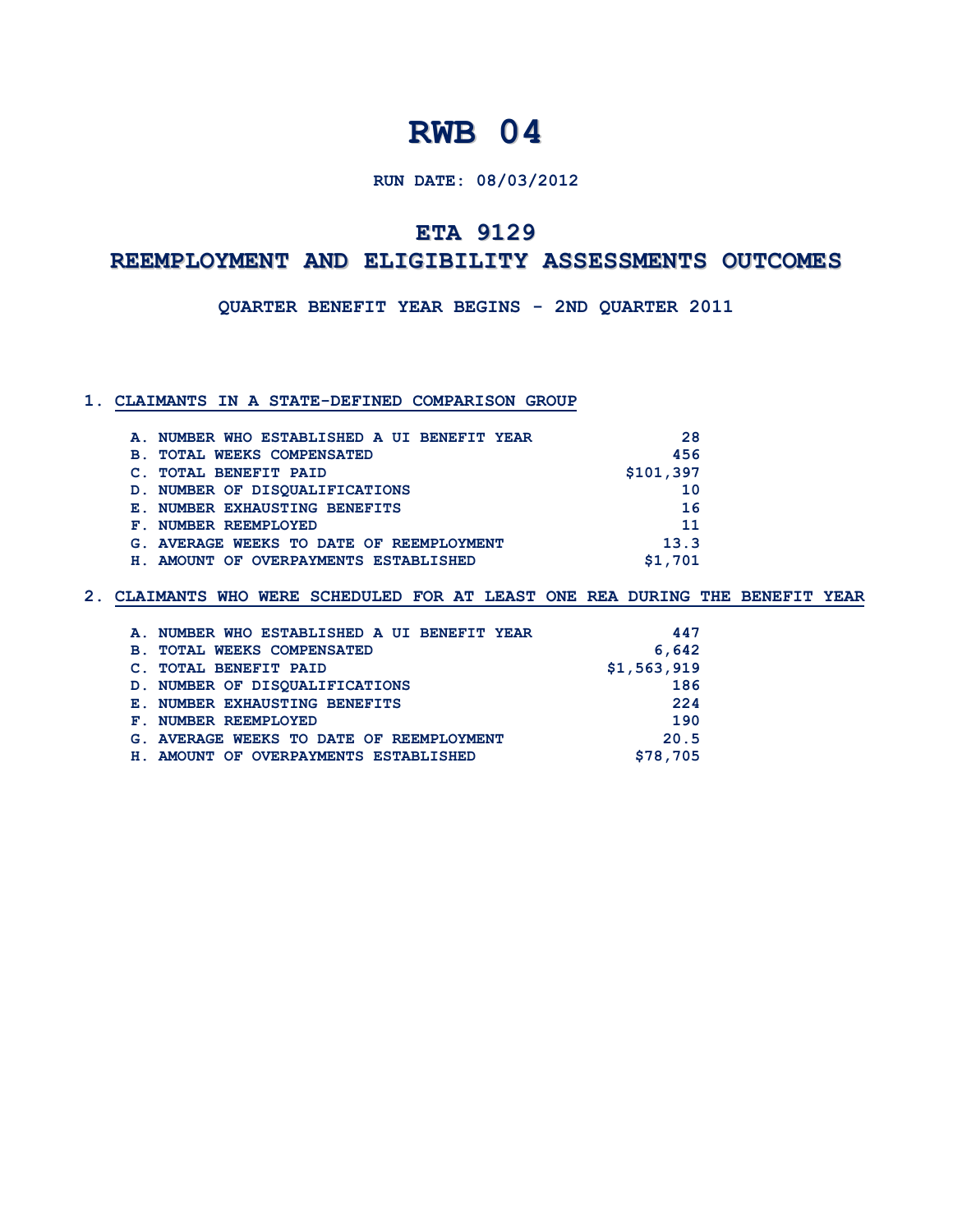# RWB 04

**RUN DATE: 08/03/2012**

## ETA 9129

## REEMPLOYMENT AND ELIGIBILITY ASSESSMENTS OUTCOMES

**QUARTER BENEFIT YEAR BEGINS - 2ND QUARTER 2011**

### 1. CLAIMANTS IN A STATE-DEFINED COMPARISON GROUP

| Item | Value |
|---|---|
| A. NUMBER WHO ESTABLISHED A UI BENEFIT YEAR | 28 |
| B. TOTAL WEEKS COMPENSATED | 456 |
| C. TOTAL BENEFIT PAID | $101,397 |
| D. NUMBER OF DISQUALIFICATIONS | 10 |
| E. NUMBER EXHAUSTING BENEFITS | 16 |
| F. NUMBER REEMPLOYED | 11 |
| G. AVERAGE WEEKS TO DATE OF REEMPLOYMENT | 13.3 |
| H. AMOUNT OF OVERPAYMENTS ESTABLISHED | $1,701 |

### 2. CLAIMANTS WHO WERE SCHEDULED FOR AT LEAST ONE REA DURING THE BENEFIT YEAR

| Item | Value |
|---|---|
| A. NUMBER WHO ESTABLISHED A UI BENEFIT YEAR | 447 |
| B. TOTAL WEEKS COMPENSATED | 6,642 |
| C. TOTAL BENEFIT PAID | $1,563,919 |
| D. NUMBER OF DISQUALIFICATIONS | 186 |
| E. NUMBER EXHAUSTING BENEFITS | 224 |
| F. NUMBER REEMPLOYED | 190 |
| G. AVERAGE WEEKS TO DATE OF REEMPLOYMENT | 20.5 |
| H. AMOUNT OF OVERPAYMENTS ESTABLISHED | $78,705 |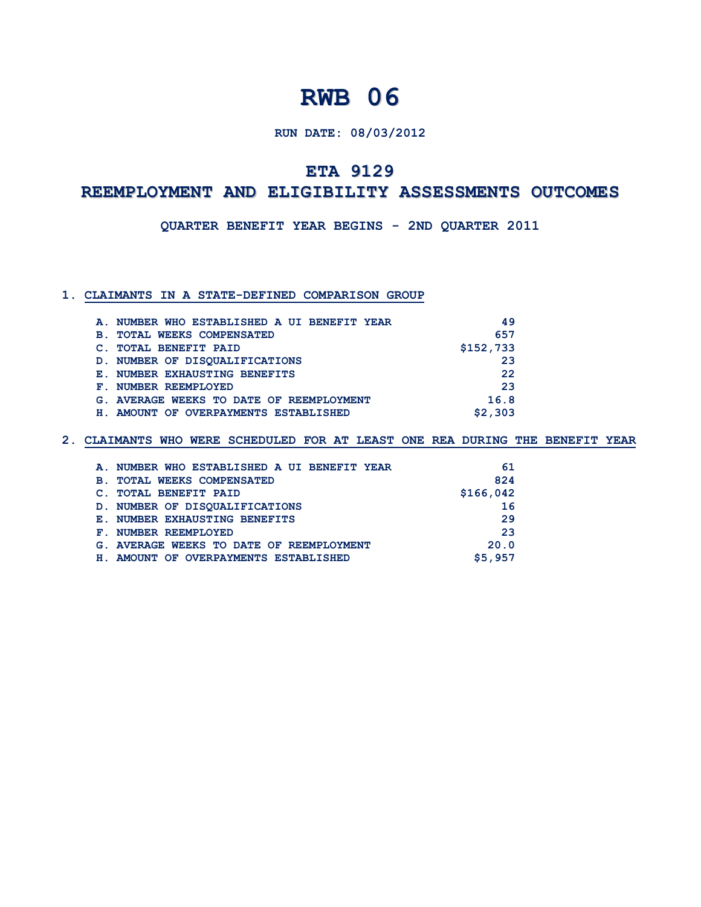# RWB 06

**RUN DATE: 08/03/2012**

## ETA 9129

## REEMPLOYMENT AND ELIGIBILITY ASSESSMENTS OUTCOMES

**QUARTER BENEFIT YEAR BEGINS - 2ND QUARTER 2011**

### 1. CLAIMANTS IN A STATE-DEFINED COMPARISON GROUP

| | |
|---|---|
| A. NUMBER WHO ESTABLISHED A UI BENEFIT YEAR | 49 |
| B. TOTAL WEEKS COMPENSATED | 657 |
| C. TOTAL BENEFIT PAID | $152,733 |
| D. NUMBER OF DISQUALIFICATIONS | 23 |
| E. NUMBER EXHAUSTING BENEFITS | 22 |
| F. NUMBER REEMPLOYED | 23 |
| G. AVERAGE WEEKS TO DATE OF REEMPLOYMENT | 16.8 |
| H. AMOUNT OF OVERPAYMENTS ESTABLISHED | $2,303 |

### 2. CLAIMANTS WHO WERE SCHEDULED FOR AT LEAST ONE REA DURING THE BENEFIT YEAR

| | |
|---|---|
| A. NUMBER WHO ESTABLISHED A UI BENEFIT YEAR | 61 |
| B. TOTAL WEEKS COMPENSATED | 824 |
| C. TOTAL BENEFIT PAID | $166,042 |
| D. NUMBER OF DISQUALIFICATIONS | 16 |
| E. NUMBER EXHAUSTING BENEFITS | 29 |
| F. NUMBER REEMPLOYED | 23 |
| G. AVERAGE WEEKS TO DATE OF REEMPLOYMENT | 20.0 |
| H. AMOUNT OF OVERPAYMENTS ESTABLISHED | $5,957 |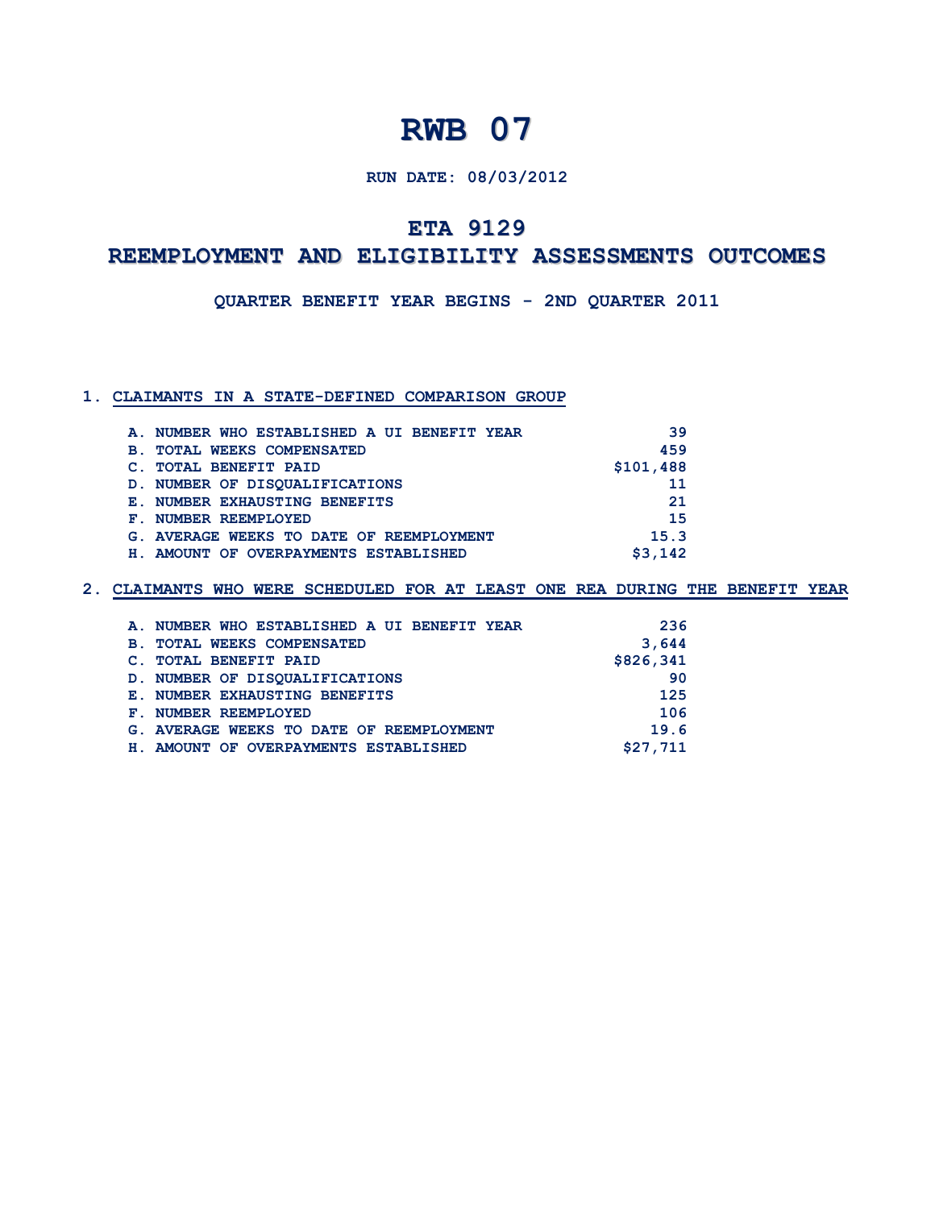# RWB 07

**RUN DATE: 08/03/2012**

## ETA 9129

## REEMPLOYMENT AND ELIGIBILITY ASSESSMENTS OUTCOMES

**QUARTER BENEFIT YEAR BEGINS - 2ND QUARTER 2011**

### 1. CLAIMANTS IN A STATE-DEFINED COMPARISON GROUP

| | |
|---|---:|
| A. NUMBER WHO ESTABLISHED A UI BENEFIT YEAR | 39 |
| B. TOTAL WEEKS COMPENSATED | 459 |
| C. TOTAL BENEFIT PAID | $101,488 |
| D. NUMBER OF DISQUALIFICATIONS | 11 |
| E. NUMBER EXHAUSTING BENEFITS | 21 |
| F. NUMBER REEMPLOYED | 15 |
| G. AVERAGE WEEKS TO DATE OF REEMPLOYMENT | 15.3 |
| H. AMOUNT OF OVERPAYMENTS ESTABLISHED | $3,142 |

### 2. CLAIMANTS WHO WERE SCHEDULED FOR AT LEAST ONE REA DURING THE BENEFIT YEAR

| | |
|---|---:|
| A. NUMBER WHO ESTABLISHED A UI BENEFIT YEAR | 236 |
| B. TOTAL WEEKS COMPENSATED | 3,644 |
| C. TOTAL BENEFIT PAID | $826,341 |
| D. NUMBER OF DISQUALIFICATIONS | 90 |
| E. NUMBER EXHAUSTING BENEFITS | 125 |
| F. NUMBER REEMPLOYED | 106 |
| G. AVERAGE WEEKS TO DATE OF REEMPLOYMENT | 19.6 |
| H. AMOUNT OF OVERPAYMENTS ESTABLISHED | $27,711 |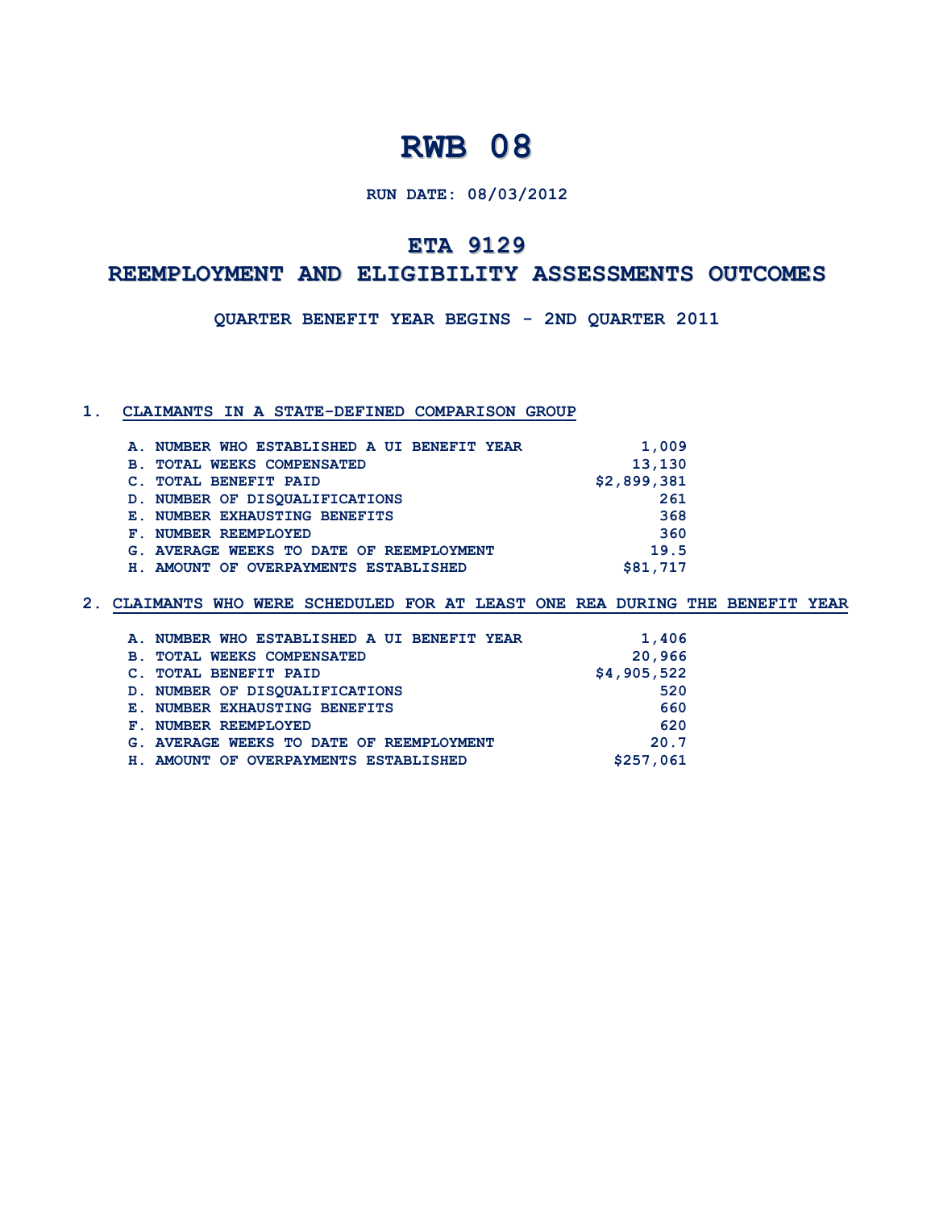# RWB 08

**RUN DATE: 08/03/2012**

## ETA 9129

## REEMPLOYMENT AND ELIGIBILITY ASSESSMENTS OUTCOMES

**QUARTER BENEFIT YEAR BEGINS - 2ND QUARTER 2011**

### 1. CLAIMANTS IN A STATE-DEFINED COMPARISON GROUP

| Item | Value |
|---|---|
| A. NUMBER WHO ESTABLISHED A UI BENEFIT YEAR | 1,009 |
| B. TOTAL WEEKS COMPENSATED | 13,130 |
| C. TOTAL BENEFIT PAID | $2,899,381 |
| D. NUMBER OF DISQUALIFICATIONS | 261 |
| E. NUMBER EXHAUSTING BENEFITS | 368 |
| F. NUMBER REEMPLOYED | 360 |
| G. AVERAGE WEEKS TO DATE OF REEMPLOYMENT | 19.5 |
| H. AMOUNT OF OVERPAYMENTS ESTABLISHED | $81,717 |

### 2. CLAIMANTS WHO WERE SCHEDULED FOR AT LEAST ONE REA DURING THE BENEFIT YEAR

| Item | Value |
|---|---|
| A. NUMBER WHO ESTABLISHED A UI BENEFIT YEAR | 1,406 |
| B. TOTAL WEEKS COMPENSATED | 20,966 |
| C. TOTAL BENEFIT PAID | $4,905,522 |
| D. NUMBER OF DISQUALIFICATIONS | 520 |
| E. NUMBER EXHAUSTING BENEFITS | 660 |
| F. NUMBER REEMPLOYED | 620 |
| G. AVERAGE WEEKS TO DATE OF REEMPLOYMENT | 20.7 |
| H. AMOUNT OF OVERPAYMENTS ESTABLISHED | $257,061 |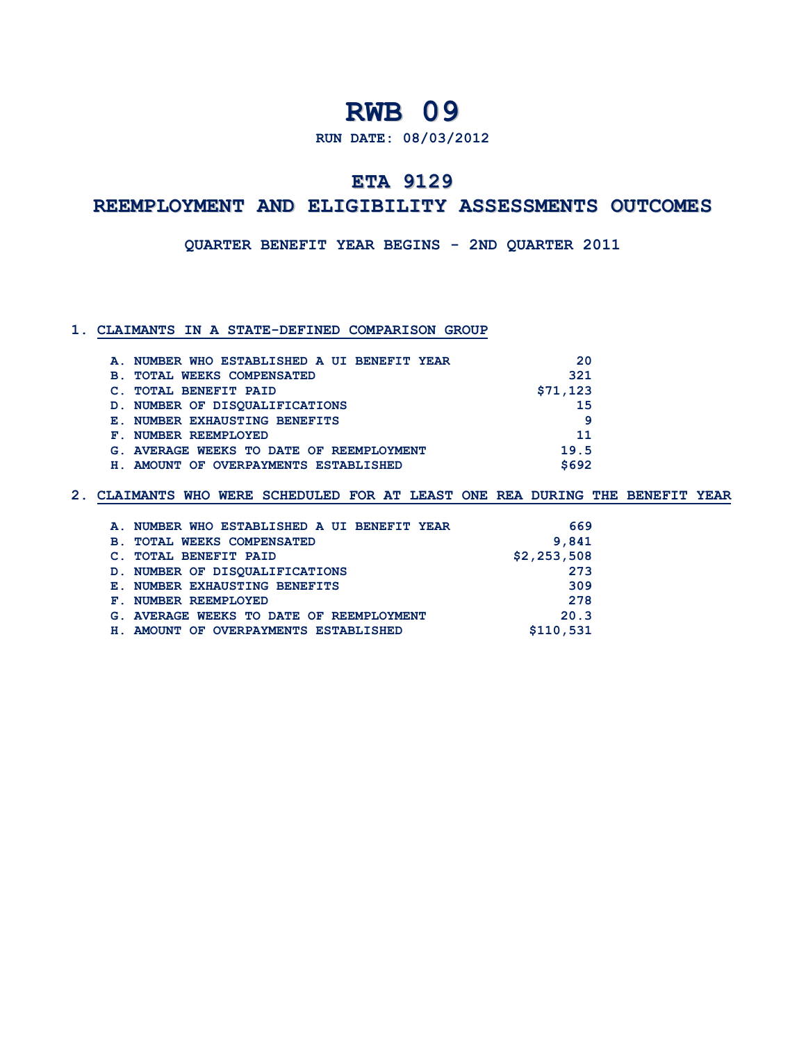# RWB 09

**RUN DATE: 08/03/2012**

## ETA 9129

## REEMPLOYMENT AND ELIGIBILITY ASSESSMENTS OUTCOMES

**QUARTER BENEFIT YEAR BEGINS - 2ND QUARTER 2011**

### 1. CLAIMANTS IN A STATE-DEFINED COMPARISON GROUP

| | |
|---|---:|
| A. NUMBER WHO ESTABLISHED A UI BENEFIT YEAR | 20 |
| B. TOTAL WEEKS COMPENSATED | 321 |
| C. TOTAL BENEFIT PAID | $71,123 |
| D. NUMBER OF DISQUALIFICATIONS | 15 |
| E. NUMBER EXHAUSTING BENEFITS | 9 |
| F. NUMBER REEMPLOYED | 11 |
| G. AVERAGE WEEKS TO DATE OF REEMPLOYMENT | 19.5 |
| H. AMOUNT OF OVERPAYMENTS ESTABLISHED | $692 |

### 2. CLAIMANTS WHO WERE SCHEDULED FOR AT LEAST ONE REA DURING THE BENEFIT YEAR

| | |
|---|---:|
| A. NUMBER WHO ESTABLISHED A UI BENEFIT YEAR | 669 |
| B. TOTAL WEEKS COMPENSATED | 9,841 |
| C. TOTAL BENEFIT PAID | $2,253,508 |
| D. NUMBER OF DISQUALIFICATIONS | 273 |
| E. NUMBER EXHAUSTING BENEFITS | 309 |
| F. NUMBER REEMPLOYED | 278 |
| G. AVERAGE WEEKS TO DATE OF REEMPLOYMENT | 20.3 |
| H. AMOUNT OF OVERPAYMENTS ESTABLISHED | $110,531 |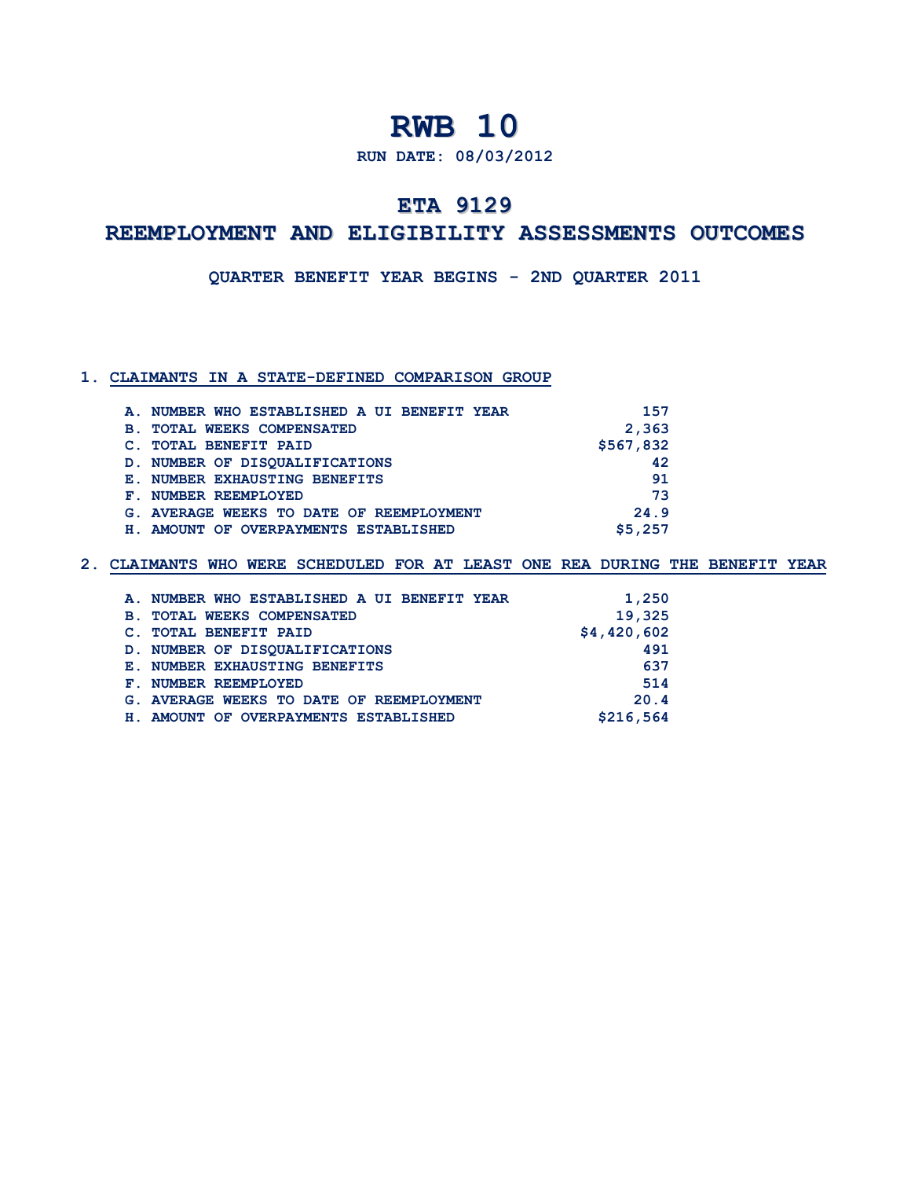# RWB 10

**RUN DATE: 08/03/2012**

## ETA 9129

## REEMPLOYMENT AND ELIGIBILITY ASSESSMENTS OUTCOMES

**QUARTER BENEFIT YEAR BEGINS - 2ND QUARTER 2011**

### 1. CLAIMANTS IN A STATE-DEFINED COMPARISON GROUP

| | |
|---|---:|
| A. NUMBER WHO ESTABLISHED A UI BENEFIT YEAR | 157 |
| B. TOTAL WEEKS COMPENSATED | 2,363 |
| C. TOTAL BENEFIT PAID | $567,832 |
| D. NUMBER OF DISQUALIFICATIONS | 42 |
| E. NUMBER EXHAUSTING BENEFITS | 91 |
| F. NUMBER REEMPLOYED | 73 |
| G. AVERAGE WEEKS TO DATE OF REEMPLOYMENT | 24.9 |
| H. AMOUNT OF OVERPAYMENTS ESTABLISHED | $5,257 |

### 2. CLAIMANTS WHO WERE SCHEDULED FOR AT LEAST ONE REA DURING THE BENEFIT YEAR

| | |
|---|---:|
| A. NUMBER WHO ESTABLISHED A UI BENEFIT YEAR | 1,250 |
| B. TOTAL WEEKS COMPENSATED | 19,325 |
| C. TOTAL BENEFIT PAID | $4,420,602 |
| D. NUMBER OF DISQUALIFICATIONS | 491 |
| E. NUMBER EXHAUSTING BENEFITS | 637 |
| F. NUMBER REEMPLOYED | 514 |
| G. AVERAGE WEEKS TO DATE OF REEMPLOYMENT | 20.4 |
| H. AMOUNT OF OVERPAYMENTS ESTABLISHED | $216,564 |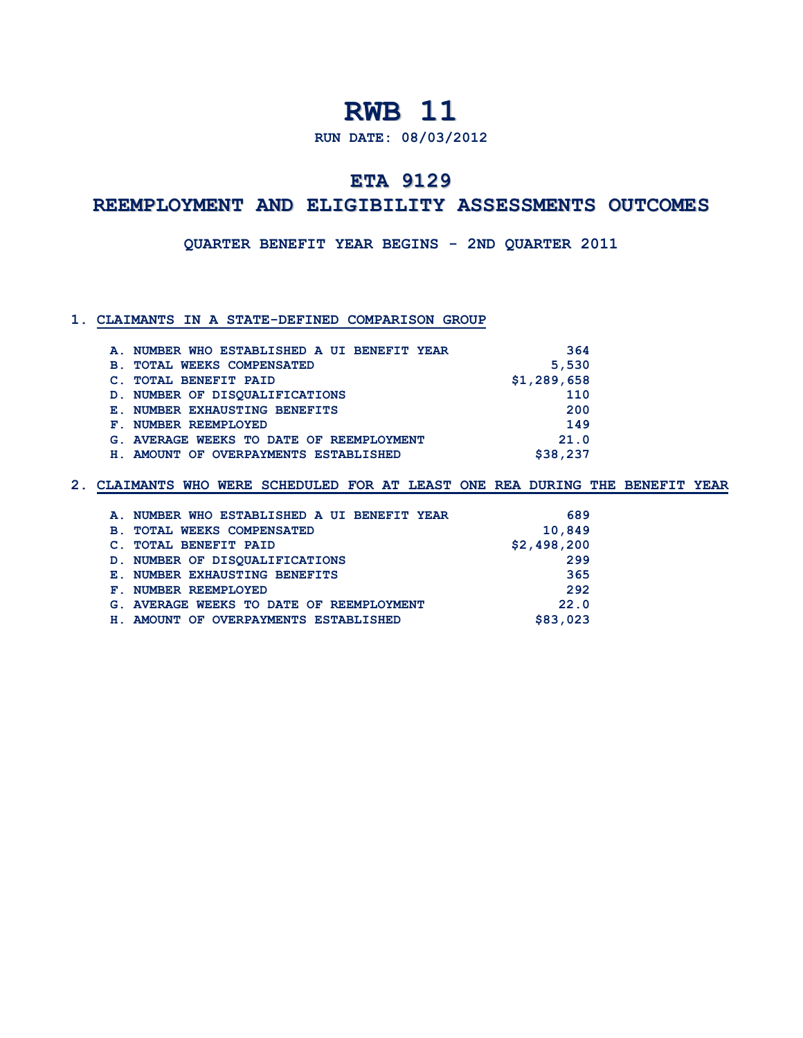# RWB 11

**RUN DATE: 08/03/2012**

## ETA 9129

## REEMPLOYMENT AND ELIGIBILITY ASSESSMENTS OUTCOMES

**QUARTER BENEFIT YEAR BEGINS - 2ND QUARTER 2011**

### 1. CLAIMANTS IN A STATE-DEFINED COMPARISON GROUP

| | |
|---|---:|
| A. NUMBER WHO ESTABLISHED A UI BENEFIT YEAR | 364 |
| B. TOTAL WEEKS COMPENSATED | 5,530 |
| C. TOTAL BENEFIT PAID | $1,289,658 |
| D. NUMBER OF DISQUALIFICATIONS | 110 |
| E. NUMBER EXHAUSTING BENEFITS | 200 |
| F. NUMBER REEMPLOYED | 149 |
| G. AVERAGE WEEKS TO DATE OF REEMPLOYMENT | 21.0 |
| H. AMOUNT OF OVERPAYMENTS ESTABLISHED | $38,237 |

### 2. CLAIMANTS WHO WERE SCHEDULED FOR AT LEAST ONE REA DURING THE BENEFIT YEAR

| | |
|---|---:|
| A. NUMBER WHO ESTABLISHED A UI BENEFIT YEAR | 689 |
| B. TOTAL WEEKS COMPENSATED | 10,849 |
| C. TOTAL BENEFIT PAID | $2,498,200 |
| D. NUMBER OF DISQUALIFICATIONS | 299 |
| E. NUMBER EXHAUSTING BENEFITS | 365 |
| F. NUMBER REEMPLOYED | 292 |
| G. AVERAGE WEEKS TO DATE OF REEMPLOYMENT | 22.0 |
| H. AMOUNT OF OVERPAYMENTS ESTABLISHED | $83,023 |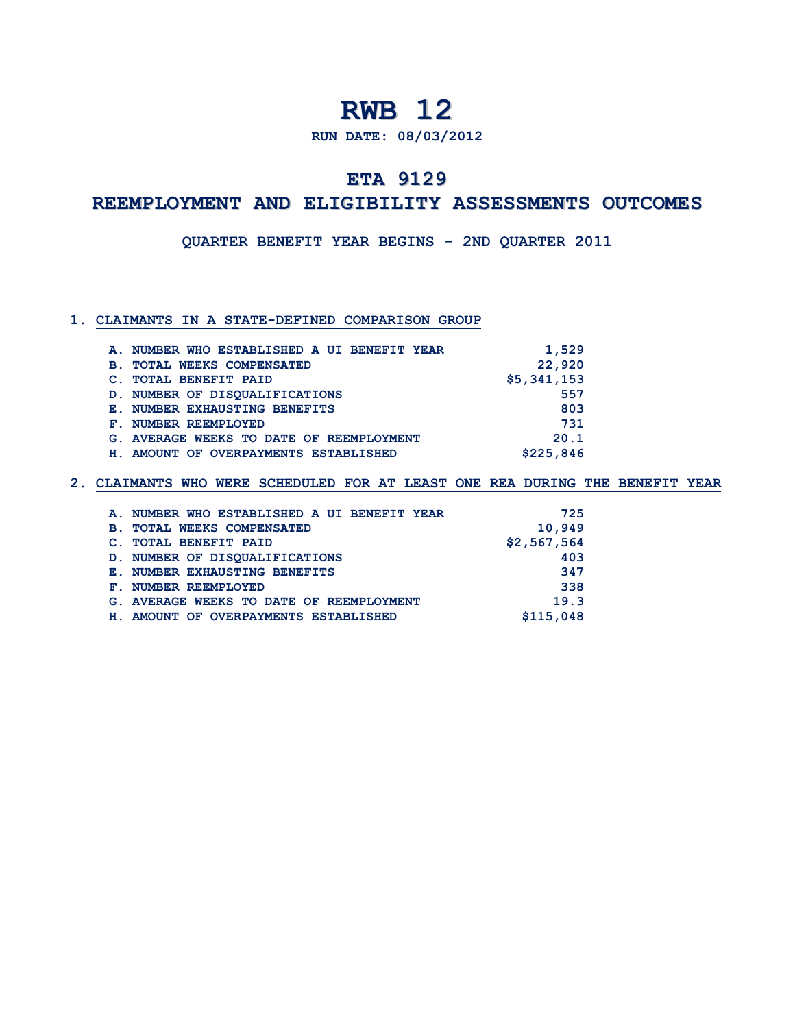# RWB 12

**RUN DATE: 08/03/2012**

## ETA 9129

## REEMPLOYMENT AND ELIGIBILITY ASSESSMENTS OUTCOMES

**QUARTER BENEFIT YEAR BEGINS - 2ND QUARTER 2011**

### 1. CLAIMANTS IN A STATE-DEFINED COMPARISON GROUP

| | |
|---|---|
| A. NUMBER WHO ESTABLISHED A UI BENEFIT YEAR | 1,529 |
| B. TOTAL WEEKS COMPENSATED | 22,920 |
| C. TOTAL BENEFIT PAID | $5,341,153 |
| D. NUMBER OF DISQUALIFICATIONS | 557 |
| E. NUMBER EXHAUSTING BENEFITS | 803 |
| F. NUMBER REEMPLOYED | 731 |
| G. AVERAGE WEEKS TO DATE OF REEMPLOYMENT | 20.1 |
| H. AMOUNT OF OVERPAYMENTS ESTABLISHED | $225,846 |

### 2. CLAIMANTS WHO WERE SCHEDULED FOR AT LEAST ONE REA DURING THE BENEFIT YEAR

| | |
|---|---|
| A. NUMBER WHO ESTABLISHED A UI BENEFIT YEAR | 725 |
| B. TOTAL WEEKS COMPENSATED | 10,949 |
| C. TOTAL BENEFIT PAID | $2,567,564 |
| D. NUMBER OF DISQUALIFICATIONS | 403 |
| E. NUMBER EXHAUSTING BENEFITS | 347 |
| F. NUMBER REEMPLOYED | 338 |
| G. AVERAGE WEEKS TO DATE OF REEMPLOYMENT | 19.3 |
| H. AMOUNT OF OVERPAYMENTS ESTABLISHED | $115,048 |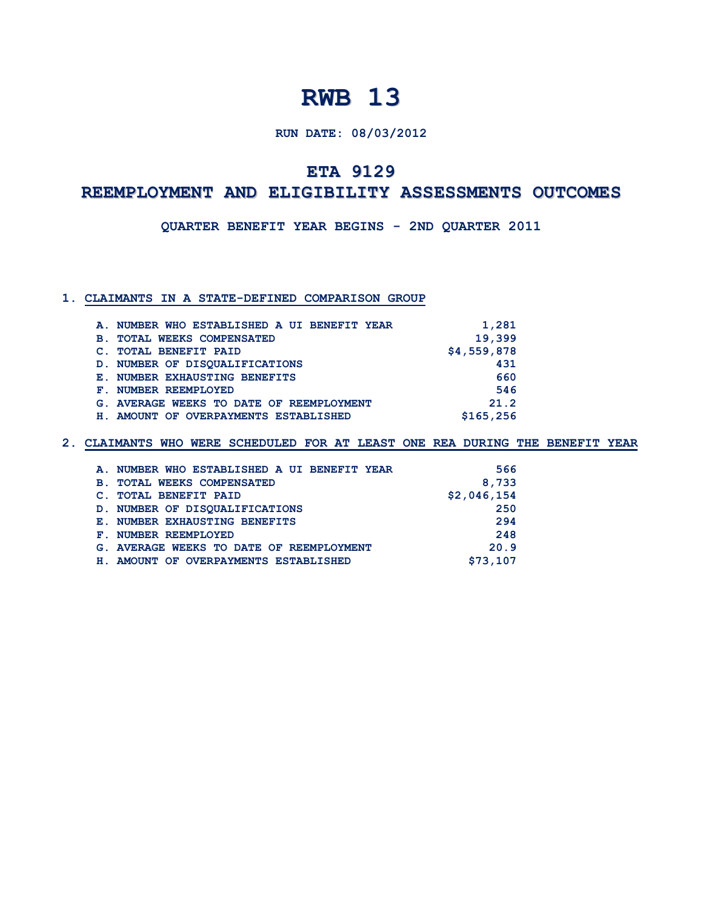# RWB 13

**RUN DATE: 08/03/2012**

## ETA 9129

## REEMPLOYMENT AND ELIGIBILITY ASSESSMENTS OUTCOMES

**QUARTER BENEFIT YEAR BEGINS - 2ND QUARTER 2011**

### 1. CLAIMANTS IN A STATE-DEFINED COMPARISON GROUP

| | |
|---|---|
| A. NUMBER WHO ESTABLISHED A UI BENEFIT YEAR | 1,281 |
| B. TOTAL WEEKS COMPENSATED | 19,399 |
| C. TOTAL BENEFIT PAID | $4,559,878 |
| D. NUMBER OF DISQUALIFICATIONS | 431 |
| E. NUMBER EXHAUSTING BENEFITS | 660 |
| F. NUMBER REEMPLOYED | 546 |
| G. AVERAGE WEEKS TO DATE OF REEMPLOYMENT | 21.2 |
| H. AMOUNT OF OVERPAYMENTS ESTABLISHED | $165,256 |

### 2. CLAIMANTS WHO WERE SCHEDULED FOR AT LEAST ONE REA DURING THE BENEFIT YEAR

| | |
|---|---|
| A. NUMBER WHO ESTABLISHED A UI BENEFIT YEAR | 566 |
| B. TOTAL WEEKS COMPENSATED | 8,733 |
| C. TOTAL BENEFIT PAID | $2,046,154 |
| D. NUMBER OF DISQUALIFICATIONS | 250 |
| E. NUMBER EXHAUSTING BENEFITS | 294 |
| F. NUMBER REEMPLOYED | 248 |
| G. AVERAGE WEEKS TO DATE OF REEMPLOYMENT | 20.9 |
| H. AMOUNT OF OVERPAYMENTS ESTABLISHED | $73,107 |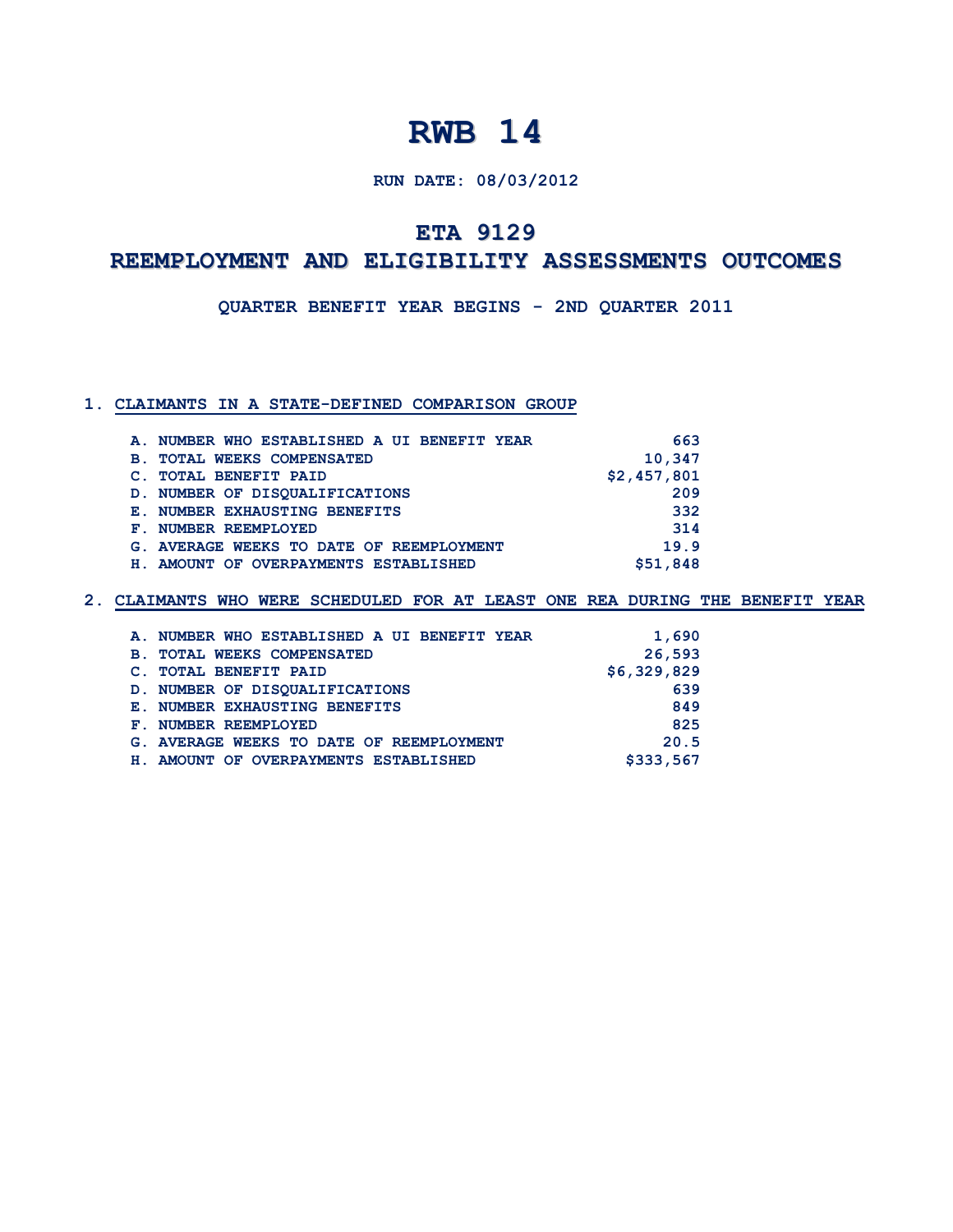# RWB 14

**RUN DATE: 08/03/2012**

## ETA 9129

## REEMPLOYMENT AND ELIGIBILITY ASSESSMENTS OUTCOMES

**QUARTER BENEFIT YEAR BEGINS - 2ND QUARTER 2011**

### 1. CLAIMANTS IN A STATE-DEFINED COMPARISON GROUP

| | |
|---|---:|
| A. NUMBER WHO ESTABLISHED A UI BENEFIT YEAR | 663 |
| B. TOTAL WEEKS COMPENSATED | 10,347 |
| C. TOTAL BENEFIT PAID | $2,457,801 |
| D. NUMBER OF DISQUALIFICATIONS | 209 |
| E. NUMBER EXHAUSTING BENEFITS | 332 |
| F. NUMBER REEMPLOYED | 314 |
| G. AVERAGE WEEKS TO DATE OF REEMPLOYMENT | 19.9 |
| H. AMOUNT OF OVERPAYMENTS ESTABLISHED | $51,848 |

### 2. CLAIMANTS WHO WERE SCHEDULED FOR AT LEAST ONE REA DURING THE BENEFIT YEAR

| | |
|---|---:|
| A. NUMBER WHO ESTABLISHED A UI BENEFIT YEAR | 1,690 |
| B. TOTAL WEEKS COMPENSATED | 26,593 |
| C. TOTAL BENEFIT PAID | $6,329,829 |
| D. NUMBER OF DISQUALIFICATIONS | 639 |
| E. NUMBER EXHAUSTING BENEFITS | 849 |
| F. NUMBER REEMPLOYED | 825 |
| G. AVERAGE WEEKS TO DATE OF REEMPLOYMENT | 20.5 |
| H. AMOUNT OF OVERPAYMENTS ESTABLISHED | $333,567 |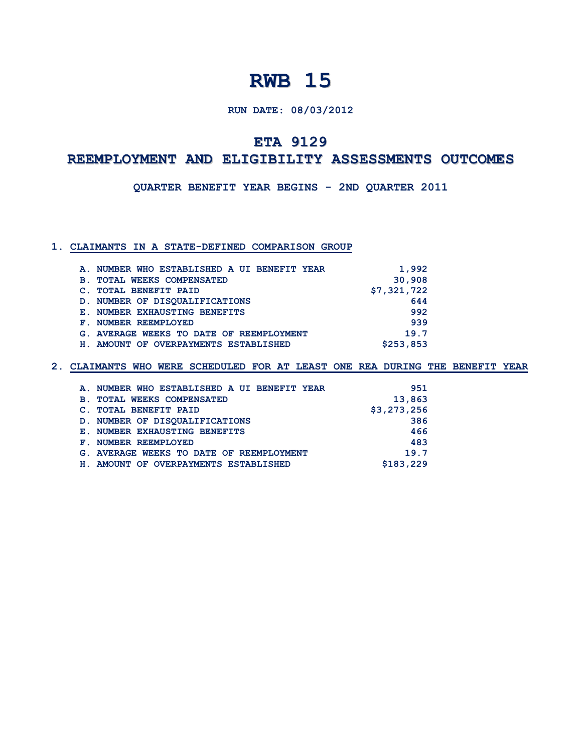# RWB 15

**RUN DATE: 08/03/2012**

## ETA 9129

## REEMPLOYMENT AND ELIGIBILITY ASSESSMENTS OUTCOMES

**QUARTER BENEFIT YEAR BEGINS - 2ND QUARTER 2011**

### 1. CLAIMANTS IN A STATE-DEFINED COMPARISON GROUP

| | |
|---|---|
| A. NUMBER WHO ESTABLISHED A UI BENEFIT YEAR | 1,992 |
| B. TOTAL WEEKS COMPENSATED | 30,908 |
| C. TOTAL BENEFIT PAID | $7,321,722 |
| D. NUMBER OF DISQUALIFICATIONS | 644 |
| E. NUMBER EXHAUSTING BENEFITS | 992 |
| F. NUMBER REEMPLOYED | 939 |
| G. AVERAGE WEEKS TO DATE OF REEMPLOYMENT | 19.7 |
| H. AMOUNT OF OVERPAYMENTS ESTABLISHED | $253,853 |

### 2. CLAIMANTS WHO WERE SCHEDULED FOR AT LEAST ONE REA DURING THE BENEFIT YEAR

| | |
|---|---|
| A. NUMBER WHO ESTABLISHED A UI BENEFIT YEAR | 951 |
| B. TOTAL WEEKS COMPENSATED | 13,863 |
| C. TOTAL BENEFIT PAID | $3,273,256 |
| D. NUMBER OF DISQUALIFICATIONS | 386 |
| E. NUMBER EXHAUSTING BENEFITS | 466 |
| F. NUMBER REEMPLOYED | 483 |
| G. AVERAGE WEEKS TO DATE OF REEMPLOYMENT | 19.7 |
| H. AMOUNT OF OVERPAYMENTS ESTABLISHED | $183,229 |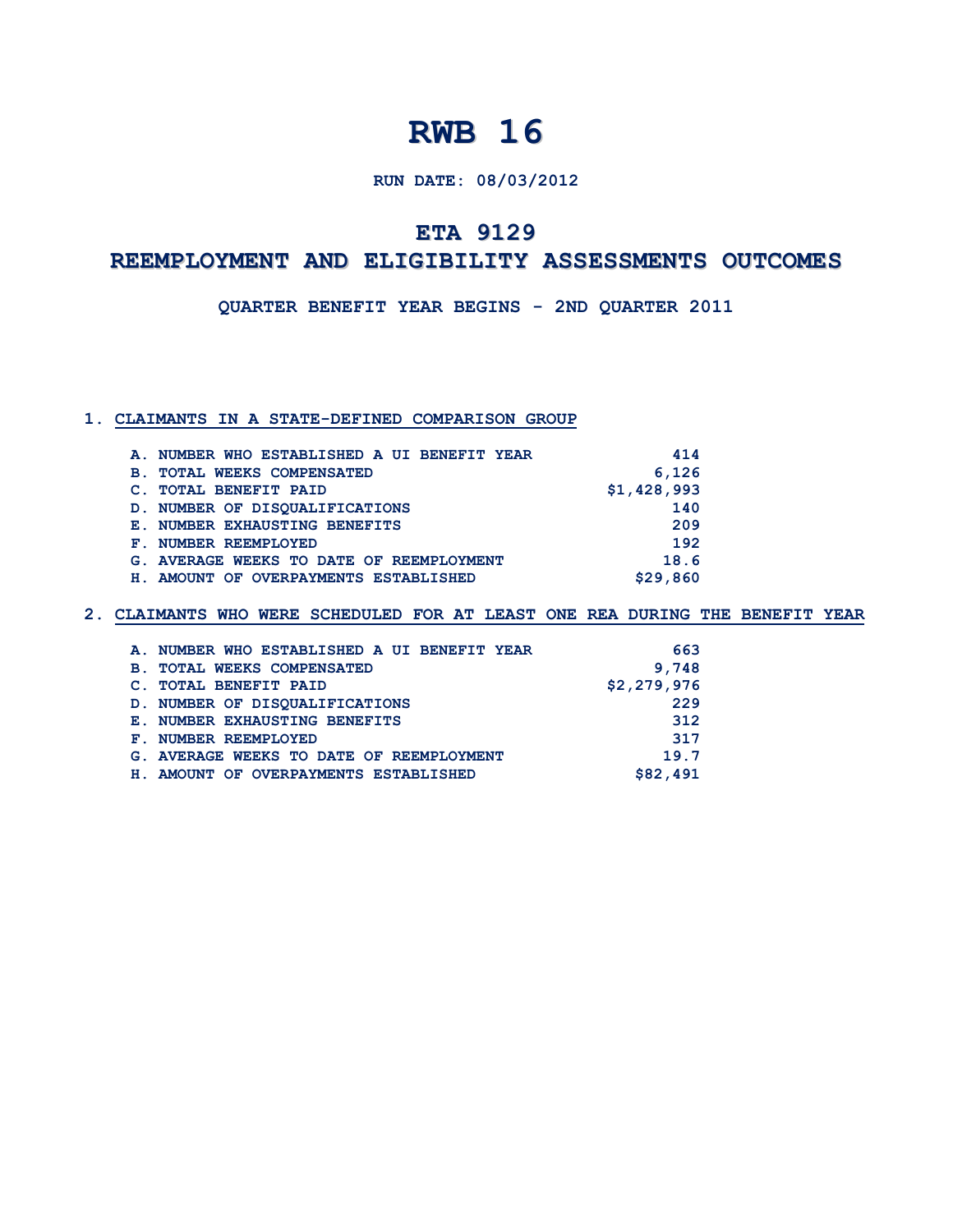# RWB 16

**RUN DATE: 08/03/2012**

## ETA 9129

## REEMPLOYMENT AND ELIGIBILITY ASSESSMENTS OUTCOMES

**QUARTER BENEFIT YEAR BEGINS - 2ND QUARTER 2011**

### 1. CLAIMANTS IN A STATE-DEFINED COMPARISON GROUP

| | |
|---|---|
| A. NUMBER WHO ESTABLISHED A UI BENEFIT YEAR | 414 |
| B. TOTAL WEEKS COMPENSATED | 6,126 |
| C. TOTAL BENEFIT PAID | $1,428,993 |
| D. NUMBER OF DISQUALIFICATIONS | 140 |
| E. NUMBER EXHAUSTING BENEFITS | 209 |
| F. NUMBER REEMPLOYED | 192 |
| G. AVERAGE WEEKS TO DATE OF REEMPLOYMENT | 18.6 |
| H. AMOUNT OF OVERPAYMENTS ESTABLISHED | $29,860 |

### 2. CLAIMANTS WHO WERE SCHEDULED FOR AT LEAST ONE REA DURING THE BENEFIT YEAR

| | |
|---|---|
| A. NUMBER WHO ESTABLISHED A UI BENEFIT YEAR | 663 |
| B. TOTAL WEEKS COMPENSATED | 9,748 |
| C. TOTAL BENEFIT PAID | $2,279,976 |
| D. NUMBER OF DISQUALIFICATIONS | 229 |
| E. NUMBER EXHAUSTING BENEFITS | 312 |
| F. NUMBER REEMPLOYED | 317 |
| G. AVERAGE WEEKS TO DATE OF REEMPLOYMENT | 19.7 |
| H. AMOUNT OF OVERPAYMENTS ESTABLISHED | $82,491 |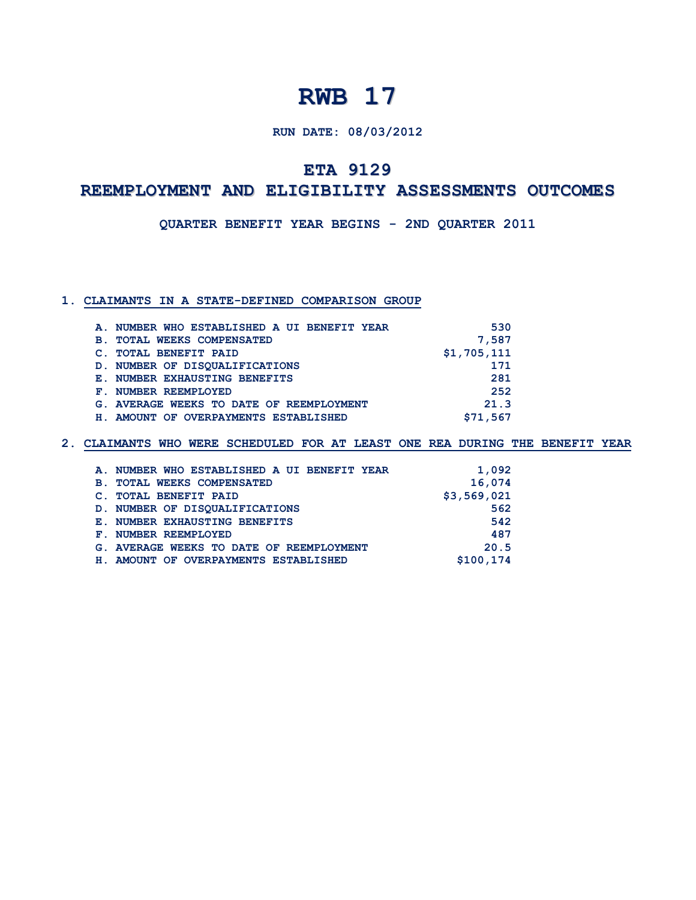# RWB 17

**RUN DATE: 08/03/2012**

## ETA 9129

## REEMPLOYMENT AND ELIGIBILITY ASSESSMENTS OUTCOMES

**QUARTER BENEFIT YEAR BEGINS - 2ND QUARTER 2011**

### 1. CLAIMANTS IN A STATE-DEFINED COMPARISON GROUP

| | |
|---|---|
| A. NUMBER WHO ESTABLISHED A UI BENEFIT YEAR | 530 |
| B. TOTAL WEEKS COMPENSATED | 7,587 |
| C. TOTAL BENEFIT PAID | $1,705,111 |
| D. NUMBER OF DISQUALIFICATIONS | 171 |
| E. NUMBER EXHAUSTING BENEFITS | 281 |
| F. NUMBER REEMPLOYED | 252 |
| G. AVERAGE WEEKS TO DATE OF REEMPLOYMENT | 21.3 |
| H. AMOUNT OF OVERPAYMENTS ESTABLISHED | $71,567 |

### 2. CLAIMANTS WHO WERE SCHEDULED FOR AT LEAST ONE REA DURING THE BENEFIT YEAR

| | |
|---|---|
| A. NUMBER WHO ESTABLISHED A UI BENEFIT YEAR | 1,092 |
| B. TOTAL WEEKS COMPENSATED | 16,074 |
| C. TOTAL BENEFIT PAID | $3,569,021 |
| D. NUMBER OF DISQUALIFICATIONS | 562 |
| E. NUMBER EXHAUSTING BENEFITS | 542 |
| F. NUMBER REEMPLOYED | 487 |
| G. AVERAGE WEEKS TO DATE OF REEMPLOYMENT | 20.5 |
| H. AMOUNT OF OVERPAYMENTS ESTABLISHED | $100,174 |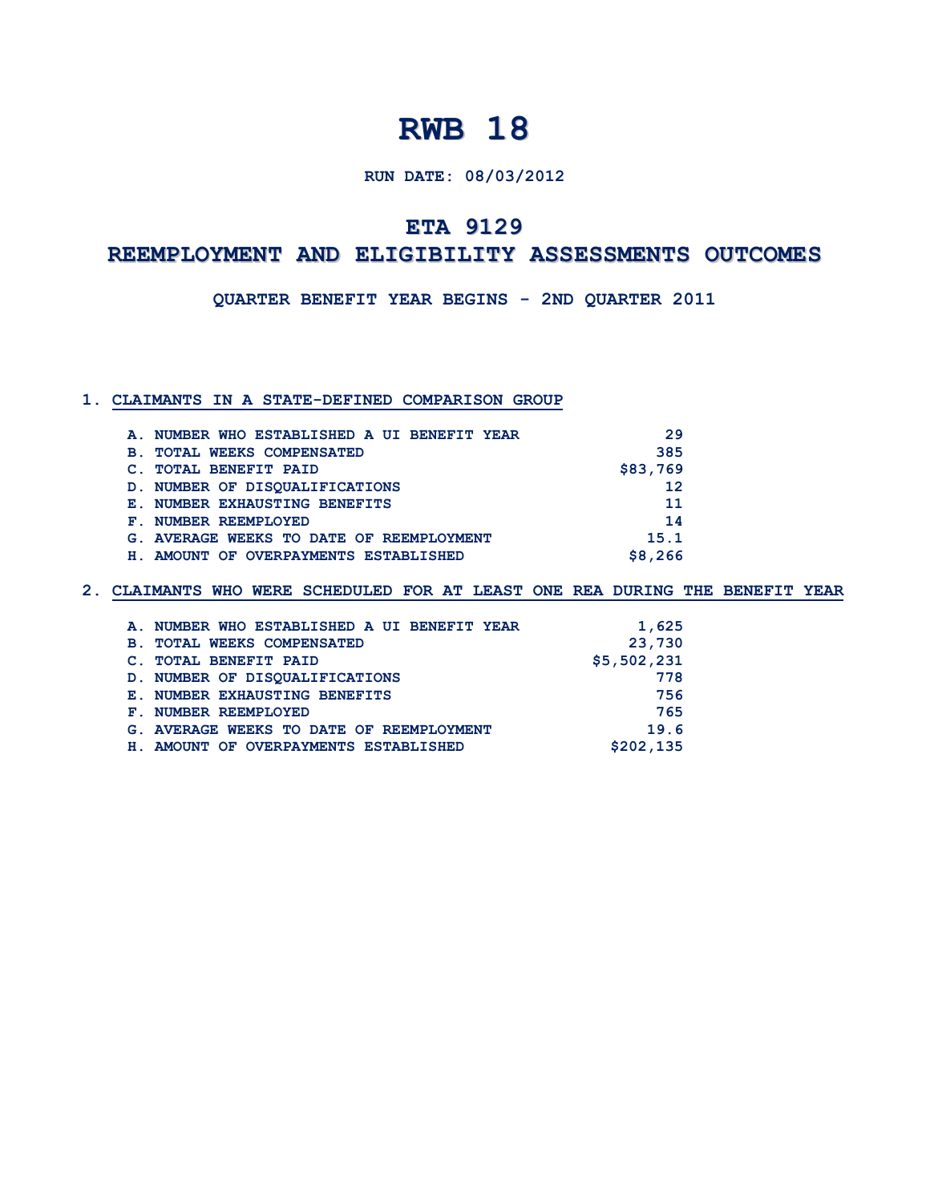# RWB 18

**RUN DATE: 08/03/2012**

## ETA 9129

## REEMPLOYMENT AND ELIGIBILITY ASSESSMENTS OUTCOMES

**QUARTER BENEFIT YEAR BEGINS - 2ND QUARTER 2011**

### 1. CLAIMANTS IN A STATE-DEFINED COMPARISON GROUP

| | |
|---|---|
| A. NUMBER WHO ESTABLISHED A UI BENEFIT YEAR | 29 |
| B. TOTAL WEEKS COMPENSATED | 385 |
| C. TOTAL BENEFIT PAID | $83,769 |
| D. NUMBER OF DISQUALIFICATIONS | 12 |
| E. NUMBER EXHAUSTING BENEFITS | 11 |
| F. NUMBER REEMPLOYED | 14 |
| G. AVERAGE WEEKS TO DATE OF REEMPLOYMENT | 15.1 |
| H. AMOUNT OF OVERPAYMENTS ESTABLISHED | $8,266 |

### 2. CLAIMANTS WHO WERE SCHEDULED FOR AT LEAST ONE REA DURING THE BENEFIT YEAR

| | |
|---|---|
| A. NUMBER WHO ESTABLISHED A UI BENEFIT YEAR | 1,625 |
| B. TOTAL WEEKS COMPENSATED | 23,730 |
| C. TOTAL BENEFIT PAID | $5,502,231 |
| D. NUMBER OF DISQUALIFICATIONS | 778 |
| E. NUMBER EXHAUSTING BENEFITS | 756 |
| F. NUMBER REEMPLOYED | 765 |
| G. AVERAGE WEEKS TO DATE OF REEMPLOYMENT | 19.6 |
| H. AMOUNT OF OVERPAYMENTS ESTABLISHED | $202,135 |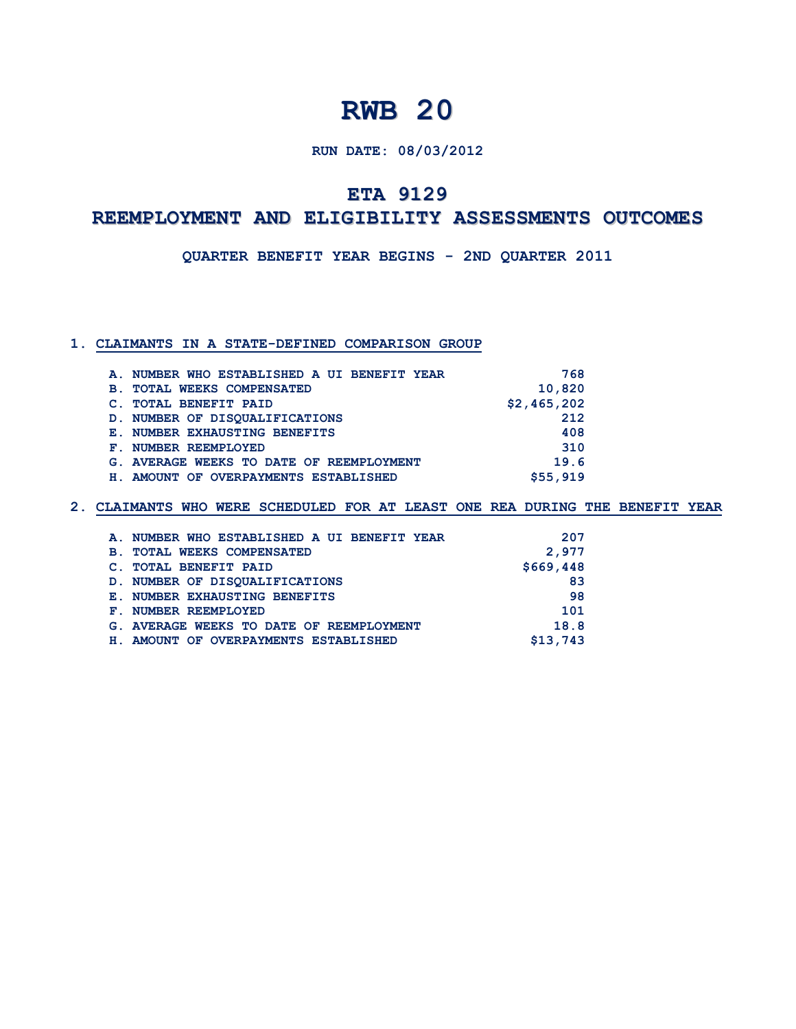# RWB 20

**RUN DATE: 08/03/2012**

## ETA 9129

## REEMPLOYMENT AND ELIGIBILITY ASSESSMENTS OUTCOMES

**QUARTER BENEFIT YEAR BEGINS - 2ND QUARTER 2011**

### 1. CLAIMANTS IN A STATE-DEFINED COMPARISON GROUP

| | |
|---|---:|
| A. NUMBER WHO ESTABLISHED A UI BENEFIT YEAR | 768 |
| B. TOTAL WEEKS COMPENSATED | 10,820 |
| C. TOTAL BENEFIT PAID | $2,465,202 |
| D. NUMBER OF DISQUALIFICATIONS | 212 |
| E. NUMBER EXHAUSTING BENEFITS | 408 |
| F. NUMBER REEMPLOYED | 310 |
| G. AVERAGE WEEKS TO DATE OF REEMPLOYMENT | 19.6 |
| H. AMOUNT OF OVERPAYMENTS ESTABLISHED | $55,919 |

### 2. CLAIMANTS WHO WERE SCHEDULED FOR AT LEAST ONE REA DURING THE BENEFIT YEAR

| | |
|---|---:|
| A. NUMBER WHO ESTABLISHED A UI BENEFIT YEAR | 207 |
| B. TOTAL WEEKS COMPENSATED | 2,977 |
| C. TOTAL BENEFIT PAID | $669,448 |
| D. NUMBER OF DISQUALIFICATIONS | 83 |
| E. NUMBER EXHAUSTING BENEFITS | 98 |
| F. NUMBER REEMPLOYED | 101 |
| G. AVERAGE WEEKS TO DATE OF REEMPLOYMENT | 18.8 |
| H. AMOUNT OF OVERPAYMENTS ESTABLISHED | $13,743 |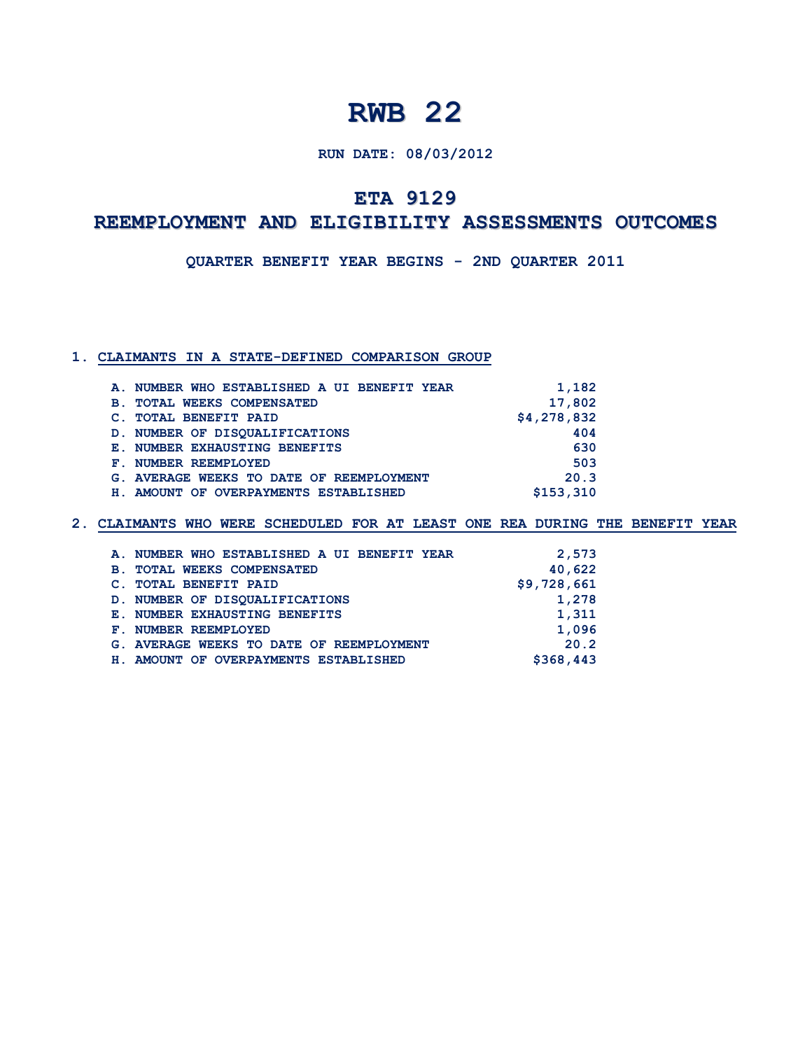# RWB 22

**RUN DATE: 08/03/2012**

## ETA 9129

## REEMPLOYMENT AND ELIGIBILITY ASSESSMENTS OUTCOMES

**QUARTER BENEFIT YEAR BEGINS - 2ND QUARTER 2011**

### 1. CLAIMANTS IN A STATE-DEFINED COMPARISON GROUP

| | |
|---|---|
| A. NUMBER WHO ESTABLISHED A UI BENEFIT YEAR | 1,182 |
| B. TOTAL WEEKS COMPENSATED | 17,802 |
| C. TOTAL BENEFIT PAID | $4,278,832 |
| D. NUMBER OF DISQUALIFICATIONS | 404 |
| E. NUMBER EXHAUSTING BENEFITS | 630 |
| F. NUMBER REEMPLOYED | 503 |
| G. AVERAGE WEEKS TO DATE OF REEMPLOYMENT | 20.3 |
| H. AMOUNT OF OVERPAYMENTS ESTABLISHED | $153,310 |

### 2. CLAIMANTS WHO WERE SCHEDULED FOR AT LEAST ONE REA DURING THE BENEFIT YEAR

| | |
|---|---|
| A. NUMBER WHO ESTABLISHED A UI BENEFIT YEAR | 2,573 |
| B. TOTAL WEEKS COMPENSATED | 40,622 |
| C. TOTAL BENEFIT PAID | $9,728,661 |
| D. NUMBER OF DISQUALIFICATIONS | 1,278 |
| E. NUMBER EXHAUSTING BENEFITS | 1,311 |
| F. NUMBER REEMPLOYED | 1,096 |
| G. AVERAGE WEEKS TO DATE OF REEMPLOYMENT | 20.2 |
| H. AMOUNT OF OVERPAYMENTS ESTABLISHED | $368,443 |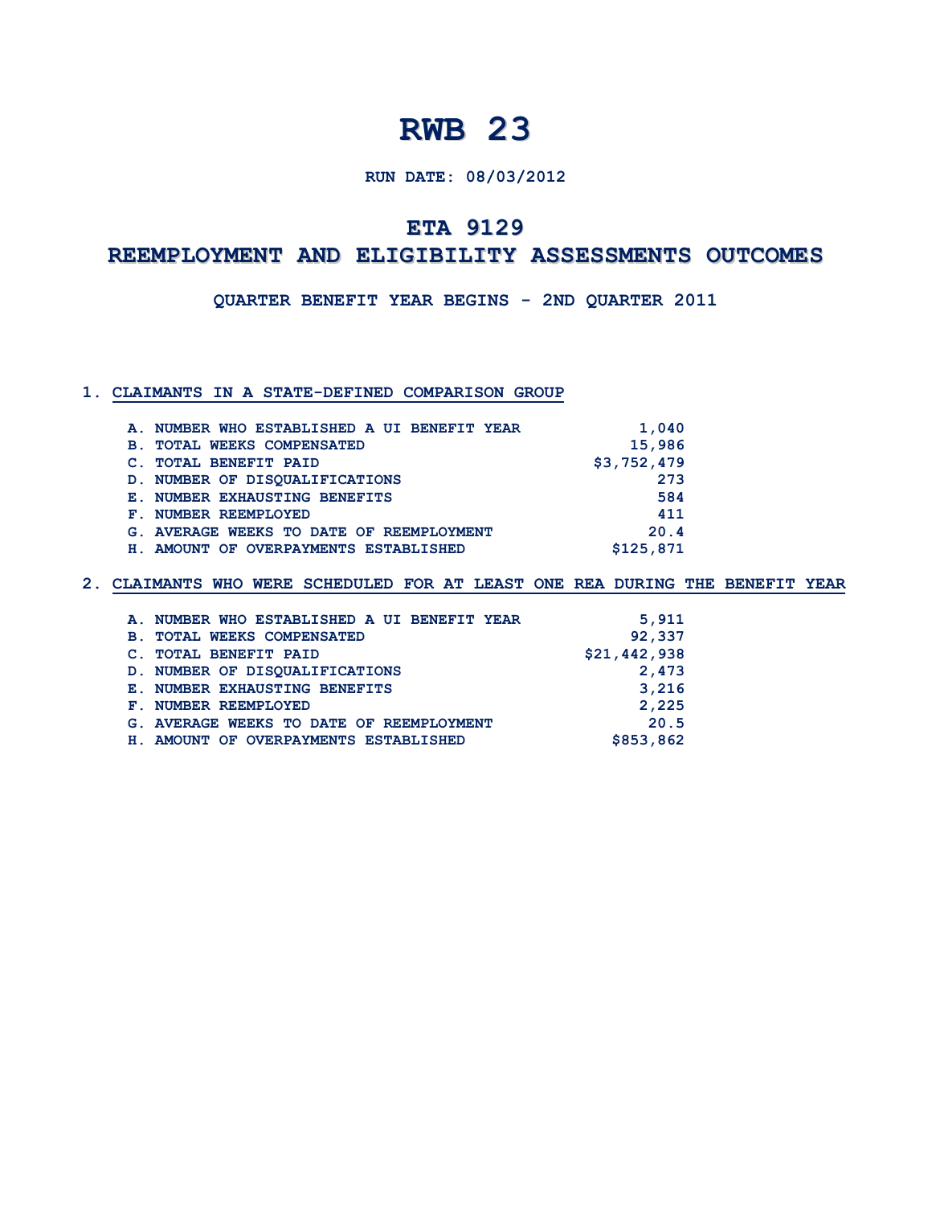# RWB 23

**RUN DATE: 08/03/2012**

## ETA 9129

## REEMPLOYMENT AND ELIGIBILITY ASSESSMENTS OUTCOMES

**QUARTER BENEFIT YEAR BEGINS - 2ND QUARTER 2011**

### 1. CLAIMANTS IN A STATE-DEFINED COMPARISON GROUP

| | |
|---|---|
| A. NUMBER WHO ESTABLISHED A UI BENEFIT YEAR | 1,040 |
| B. TOTAL WEEKS COMPENSATED | 15,986 |
| C. TOTAL BENEFIT PAID | $3,752,479 |
| D. NUMBER OF DISQUALIFICATIONS | 273 |
| E. NUMBER EXHAUSTING BENEFITS | 584 |
| F. NUMBER REEMPLOYED | 411 |
| G. AVERAGE WEEKS TO DATE OF REEMPLOYMENT | 20.4 |
| H. AMOUNT OF OVERPAYMENTS ESTABLISHED | $125,871 |

### 2. CLAIMANTS WHO WERE SCHEDULED FOR AT LEAST ONE REA DURING THE BENEFIT YEAR

| | |
|---|---|
| A. NUMBER WHO ESTABLISHED A UI BENEFIT YEAR | 5,911 |
| B. TOTAL WEEKS COMPENSATED | 92,337 |
| C. TOTAL BENEFIT PAID | $21,442,938 |
| D. NUMBER OF DISQUALIFICATIONS | 2,473 |
| E. NUMBER EXHAUSTING BENEFITS | 3,216 |
| F. NUMBER REEMPLOYED | 2,225 |
| G. AVERAGE WEEKS TO DATE OF REEMPLOYMENT | 20.5 |
| H. AMOUNT OF OVERPAYMENTS ESTABLISHED | $853,862 |